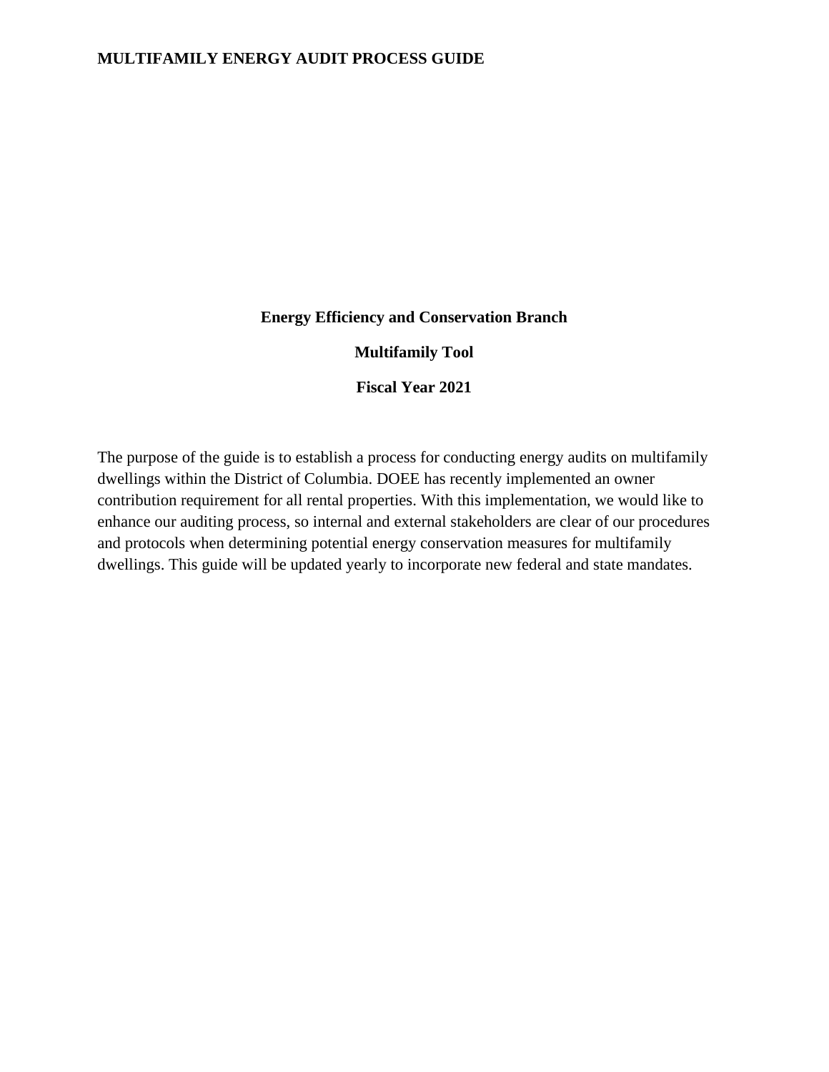# MULTIFAMILY ENERGY AUDIT PROCESS GUIDE

**Energy Efficiency and Conservation Branch**

**Multifamily Tool**

**Fiscal Year 2021**

The purpose of the guide is to establish a process for conducting energy audits on multifamily dwellings within the District of Columbia. DOEE has recently implemented an owner contribution requirement for all rental properties. With this implementation, we would like to enhance our auditing process, so internal and external stakeholders are clear of our procedures and protocols when determining potential energy conservation measures for multifamily dwellings. This guide will be updated yearly to incorporate new federal and state mandates.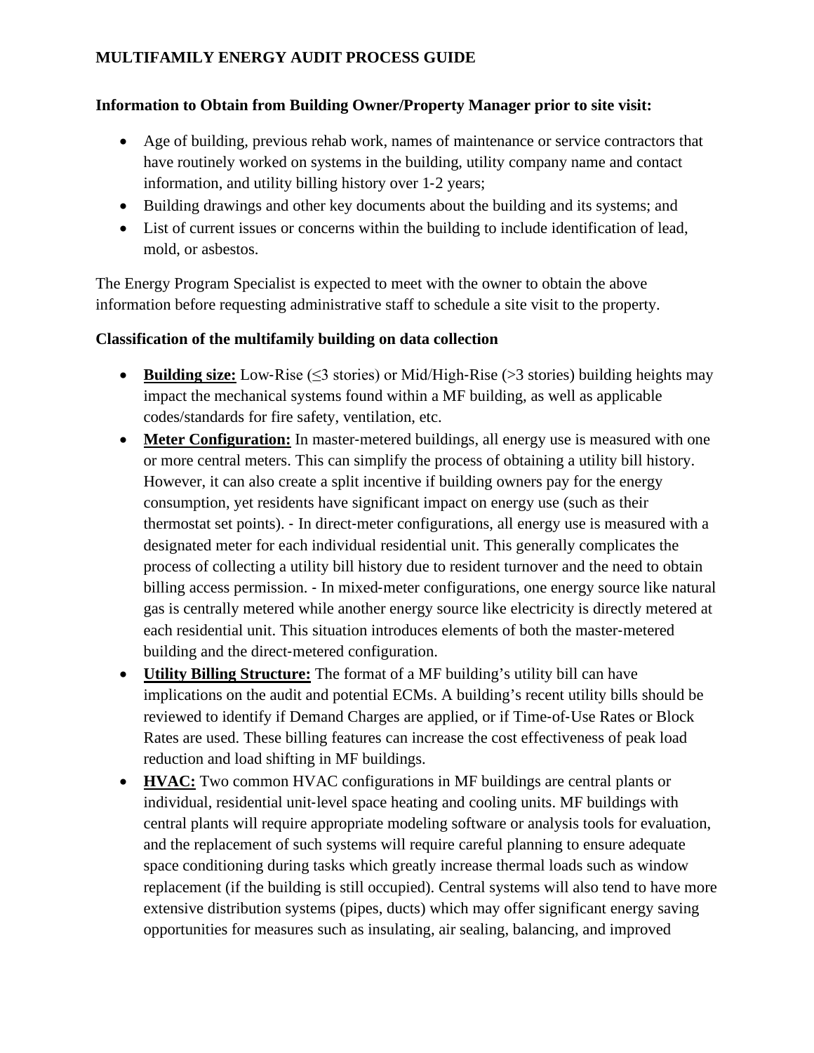# MULTIFAMILY ENERGY AUDIT PROCESS GUIDE

**Information to Obtain from Building Owner/Property Manager prior to site visit:**

- Age of building, previous rehab work, names of maintenance or service contractors that have routinely worked on systems in the building, utility company name and contact information, and utility billing history over 1-2 years;
- Building drawings and other key documents about the building and its systems; and
- List of current issues or concerns within the building to include identification of lead, mold, or asbestos.

The Energy Program Specialist is expected to meet with the owner to obtain the above information before requesting administrative staff to schedule a site visit to the property.

**Classification of the multifamily building on data collection**

- **Building size:** Low-Rise (≤3 stories) or Mid/High-Rise (>3 stories) building heights may impact the mechanical systems found within a MF building, as well as applicable codes/standards for fire safety, ventilation, etc.
- **Meter Configuration:** In master-metered buildings, all energy use is measured with one or more central meters. This can simplify the process of obtaining a utility bill history. However, it can also create a split incentive if building owners pay for the energy consumption, yet residents have significant impact on energy use (such as their thermostat set points). - In direct-meter configurations, all energy use is measured with a designated meter for each individual residential unit. This generally complicates the process of collecting a utility bill history due to resident turnover and the need to obtain billing access permission. - In mixed-meter configurations, one energy source like natural gas is centrally metered while another energy source like electricity is directly metered at each residential unit. This situation introduces elements of both the master-metered building and the direct-metered configuration.
- **Utility Billing Structure:** The format of a MF building's utility bill can have implications on the audit and potential ECMs. A building's recent utility bills should be reviewed to identify if Demand Charges are applied, or if Time-of-Use Rates or Block Rates are used. These billing features can increase the cost effectiveness of peak load reduction and load shifting in MF buildings.
- **HVAC:** Two common HVAC configurations in MF buildings are central plants or individual, residential unit-level space heating and cooling units. MF buildings with central plants will require appropriate modeling software or analysis tools for evaluation, and the replacement of such systems will require careful planning to ensure adequate space conditioning during tasks which greatly increase thermal loads such as window replacement (if the building is still occupied). Central systems will also tend to have more extensive distribution systems (pipes, ducts) which may offer significant energy saving opportunities for measures such as insulating, air sealing, balancing, and improved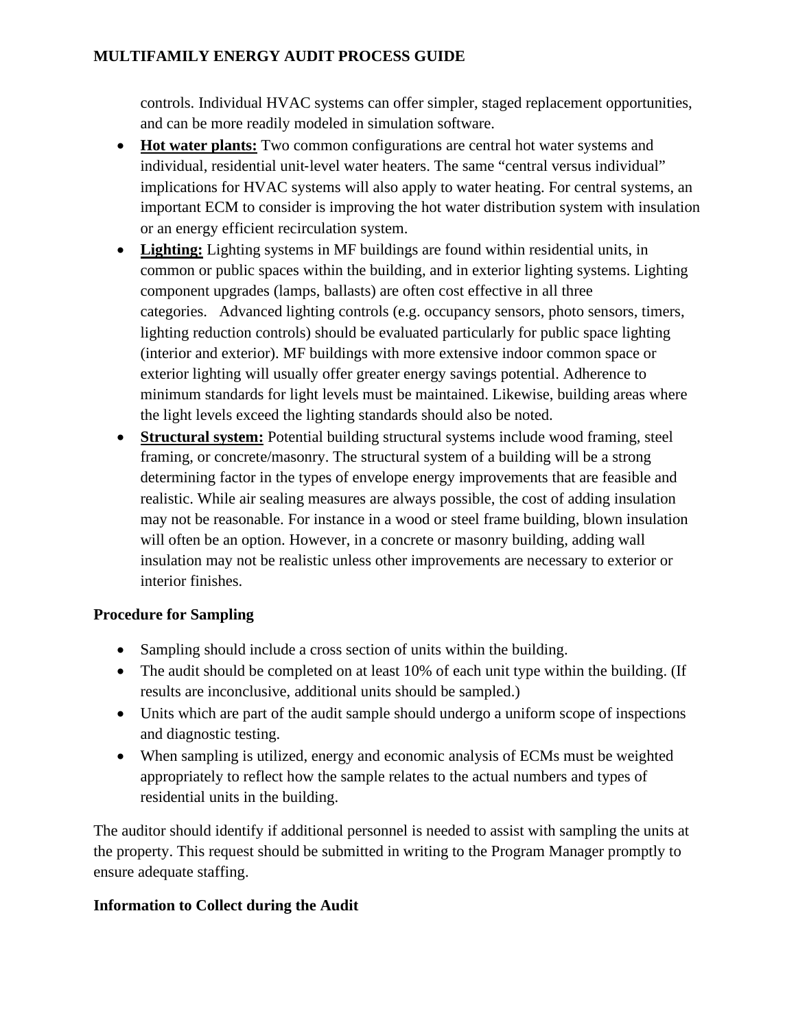controls. Individual HVAC systems can offer simpler, staged replacement opportunities, and can be more readily modeled in simulation software.

- **Hot water plants:** Two common configurations are central hot water systems and individual, residential unit-level water heaters. The same "central versus individual" implications for HVAC systems will also apply to water heating. For central systems, an important ECM to consider is improving the hot water distribution system with insulation or an energy efficient recirculation system.
- **Lighting:** Lighting systems in MF buildings are found within residential units, in common or public spaces within the building, and in exterior lighting systems. Lighting component upgrades (lamps, ballasts) are often cost effective in all three categories. Advanced lighting controls (e.g. occupancy sensors, photo sensors, timers, lighting reduction controls) should be evaluated particularly for public space lighting (interior and exterior). MF buildings with more extensive indoor common space or exterior lighting will usually offer greater energy savings potential. Adherence to minimum standards for light levels must be maintained. Likewise, building areas where the light levels exceed the lighting standards should also be noted.
- **Structural system:** Potential building structural systems include wood framing, steel framing, or concrete/masonry. The structural system of a building will be a strong determining factor in the types of envelope energy improvements that are feasible and realistic. While air sealing measures are always possible, the cost of adding insulation may not be reasonable. For instance in a wood or steel frame building, blown insulation will often be an option. However, in a concrete or masonry building, adding wall insulation may not be realistic unless other improvements are necessary to exterior or interior finishes.

### Procedure for Sampling

- Sampling should include a cross section of units within the building.
- The audit should be completed on at least 10% of each unit type within the building. (If results are inconclusive, additional units should be sampled.)
- Units which are part of the audit sample should undergo a uniform scope of inspections and diagnostic testing.
- When sampling is utilized, energy and economic analysis of ECMs must be weighted appropriately to reflect how the sample relates to the actual numbers and types of residential units in the building.

The auditor should identify if additional personnel is needed to assist with sampling the units at the property. This request should be submitted in writing to the Program Manager promptly to ensure adequate staffing.

### Information to Collect during the Audit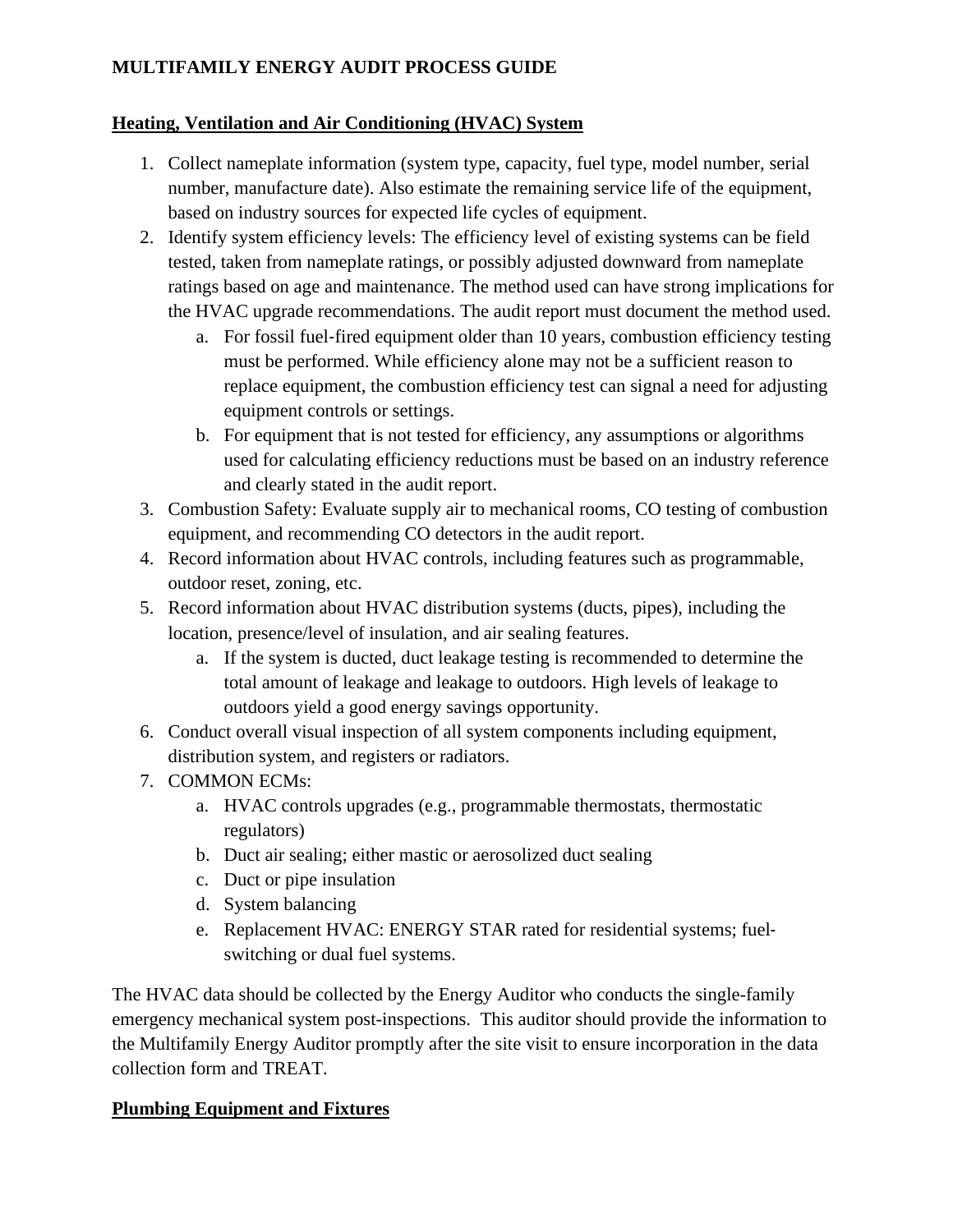**MULTIFAMILY ENERGY AUDIT PROCESS GUIDE**

## Heating, Ventilation and Air Conditioning (HVAC) System

1. Collect nameplate information (system type, capacity, fuel type, model number, serial number, manufacture date). Also estimate the remaining service life of the equipment, based on industry sources for expected life cycles of equipment.
2. Identify system efficiency levels: The efficiency level of existing systems can be field tested, taken from nameplate ratings, or possibly adjusted downward from nameplate ratings based on age and maintenance. The method used can have strong implications for the HVAC upgrade recommendations. The audit report must document the method used.
    a. For fossil fuel-fired equipment older than 10 years, combustion efficiency testing must be performed. While efficiency alone may not be a sufficient reason to replace equipment, the combustion efficiency test can signal a need for adjusting equipment controls or settings.
    b. For equipment that is not tested for efficiency, any assumptions or algorithms used for calculating efficiency reductions must be based on an industry reference and clearly stated in the audit report.
3. Combustion Safety: Evaluate supply air to mechanical rooms, CO testing of combustion equipment, and recommending CO detectors in the audit report.
4. Record information about HVAC controls, including features such as programmable, outdoor reset, zoning, etc.
5. Record information about HVAC distribution systems (ducts, pipes), including the location, presence/level of insulation, and air sealing features.
    a. If the system is ducted, duct leakage testing is recommended to determine the total amount of leakage and leakage to outdoors. High levels of leakage to outdoors yield a good energy savings opportunity.
6. Conduct overall visual inspection of all system components including equipment, distribution system, and registers or radiators.
7. COMMON ECMs:
    a. HVAC controls upgrades (e.g., programmable thermostats, thermostatic regulators)
    b. Duct air sealing; either mastic or aerosolized duct sealing
    c. Duct or pipe insulation
    d. System balancing
    e. Replacement HVAC: ENERGY STAR rated for residential systems; fuel-switching or dual fuel systems.

The HVAC data should be collected by the Energy Auditor who conducts the single-family emergency mechanical system post-inspections. This auditor should provide the information to the Multifamily Energy Auditor promptly after the site visit to ensure incorporation in the data collection form and TREAT.

## Plumbing Equipment and Fixtures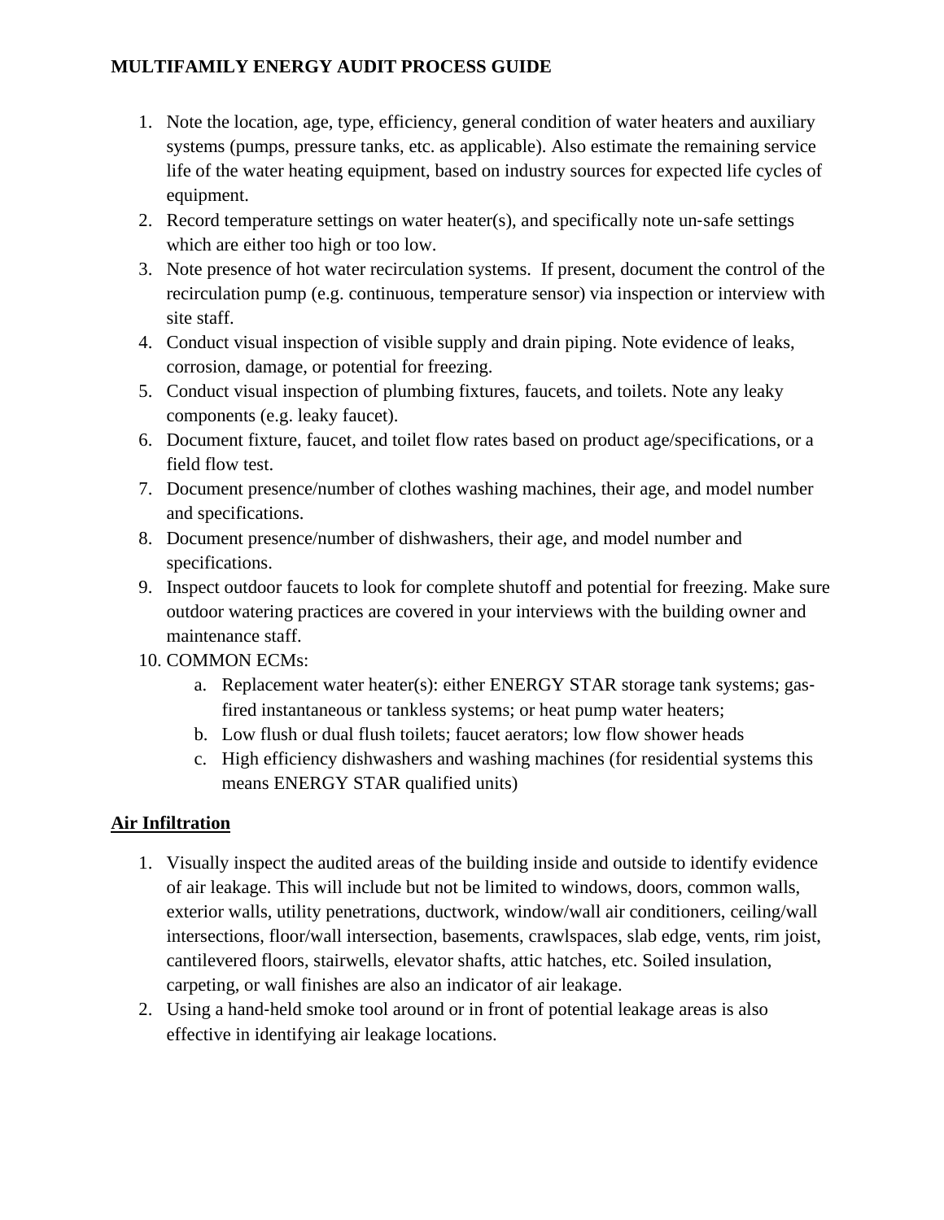**MULTIFAMILY ENERGY AUDIT PROCESS GUIDE**

1. Note the location, age, type, efficiency, general condition of water heaters and auxiliary systems (pumps, pressure tanks, etc. as applicable). Also estimate the remaining service life of the water heating equipment, based on industry sources for expected life cycles of equipment.
2. Record temperature settings on water heater(s), and specifically note un-safe settings which are either too high or too low.
3. Note presence of hot water recirculation systems. If present, document the control of the recirculation pump (e.g. continuous, temperature sensor) via inspection or interview with site staff.
4. Conduct visual inspection of visible supply and drain piping. Note evidence of leaks, corrosion, damage, or potential for freezing.
5. Conduct visual inspection of plumbing fixtures, faucets, and toilets. Note any leaky components (e.g. leaky faucet).
6. Document fixture, faucet, and toilet flow rates based on product age/specifications, or a field flow test.
7. Document presence/number of clothes washing machines, their age, and model number and specifications.
8. Document presence/number of dishwashers, their age, and model number and specifications.
9. Inspect outdoor faucets to look for complete shutoff and potential for freezing. Make sure outdoor watering practices are covered in your interviews with the building owner and maintenance staff.
10. COMMON ECMs:
    a. Replacement water heater(s): either ENERGY STAR storage tank systems; gas-fired instantaneous or tankless systems; or heat pump water heaters;
    b. Low flush or dual flush toilets; faucet aerators; low flow shower heads
    c. High efficiency dishwashers and washing machines (for residential systems this means ENERGY STAR qualified units)

## Air Infiltration

1. Visually inspect the audited areas of the building inside and outside to identify evidence of air leakage. This will include but not be limited to windows, doors, common walls, exterior walls, utility penetrations, ductwork, window/wall air conditioners, ceiling/wall intersections, floor/wall intersection, basements, crawlspaces, slab edge, vents, rim joist, cantilevered floors, stairwells, elevator shafts, attic hatches, etc. Soiled insulation, carpeting, or wall finishes are also an indicator of air leakage.
2. Using a hand-held smoke tool around or in front of potential leakage areas is also effective in identifying air leakage locations.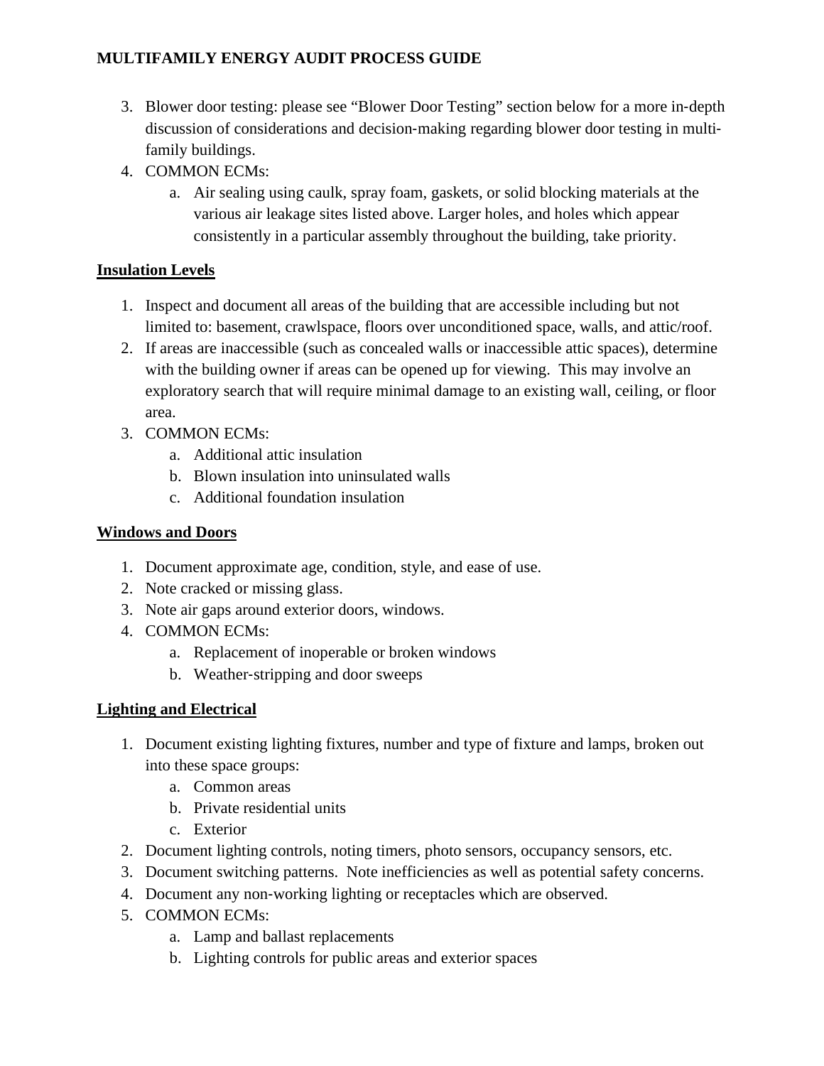3. Blower door testing: please see "Blower Door Testing" section below for a more in-depth discussion of considerations and decision-making regarding blower door testing in multi-family buildings.
4. COMMON ECMs:
   a. Air sealing using caulk, spray foam, gaskets, or solid blocking materials at the various air leakage sites listed above. Larger holes, and holes which appear consistently in a particular assembly throughout the building, take priority.

**<u>Insulation Levels</u>**

1. Inspect and document all areas of the building that are accessible including but not limited to: basement, crawlspace, floors over unconditioned space, walls, and attic/roof.
2. If areas are inaccessible (such as concealed walls or inaccessible attic spaces), determine with the building owner if areas can be opened up for viewing. This may involve an exploratory search that will require minimal damage to an existing wall, ceiling, or floor area.
3. COMMON ECMs:
   a. Additional attic insulation
   b. Blown insulation into uninsulated walls
   c. Additional foundation insulation

**<u>Windows and Doors</u>**

1. Document approximate age, condition, style, and ease of use.
2. Note cracked or missing glass.
3. Note air gaps around exterior doors, windows.
4. COMMON ECMs:
   a. Replacement of inoperable or broken windows
   b. Weather-stripping and door sweeps

**<u>Lighting and Electrical</u>**

1. Document existing lighting fixtures, number and type of fixture and lamps, broken out into these space groups:
   a. Common areas
   b. Private residential units
   c. Exterior
2. Document lighting controls, noting timers, photo sensors, occupancy sensors, etc.
3. Document switching patterns. Note inefficiencies as well as potential safety concerns.
4. Document any non-working lighting or receptacles which are observed.
5. COMMON ECMs:
   a. Lamp and ballast replacements
   b. Lighting controls for public areas and exterior spaces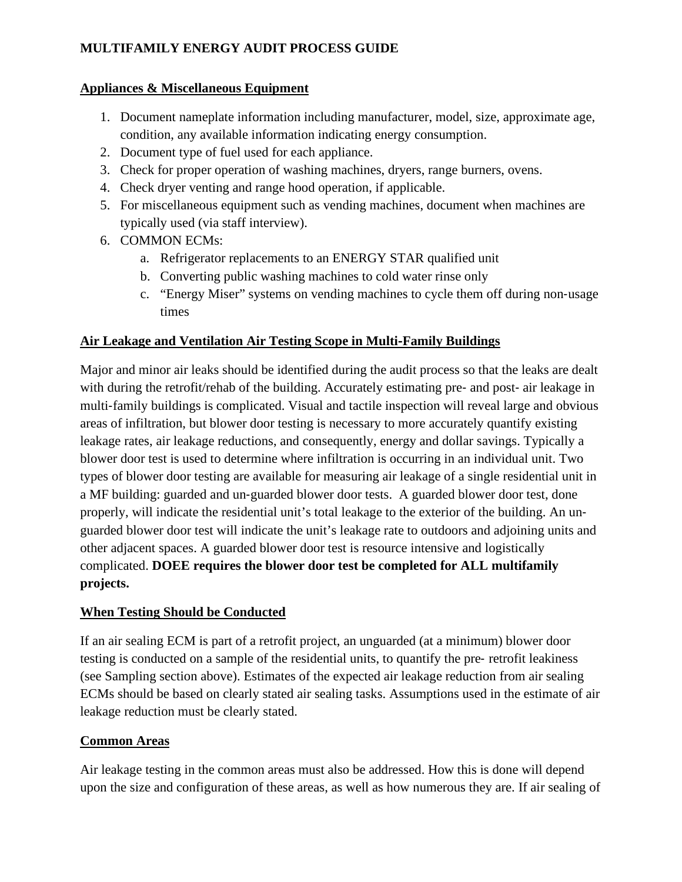## Appliances & Miscellaneous Equipment

1. Document nameplate information including manufacturer, model, size, approximate age, condition, any available information indicating energy consumption.
2. Document type of fuel used for each appliance.
3. Check for proper operation of washing machines, dryers, range burners, ovens.
4. Check dryer venting and range hood operation, if applicable.
5. For miscellaneous equipment such as vending machines, document when machines are typically used (via staff interview).
6. COMMON ECMs:
   a. Refrigerator replacements to an ENERGY STAR qualified unit
   b. Converting public washing machines to cold water rinse only
   c. "Energy Miser" systems on vending machines to cycle them off during non-usage times

## Air Leakage and Ventilation Air Testing Scope in Multi-Family Buildings

Major and minor air leaks should be identified during the audit process so that the leaks are dealt with during the retrofit/rehab of the building. Accurately estimating pre- and post- air leakage in multi-family buildings is complicated. Visual and tactile inspection will reveal large and obvious areas of infiltration, but blower door testing is necessary to more accurately quantify existing leakage rates, air leakage reductions, and consequently, energy and dollar savings. Typically a blower door test is used to determine where infiltration is occurring in an individual unit. Two types of blower door testing are available for measuring air leakage of a single residential unit in a MF building: guarded and un-guarded blower door tests. A guarded blower door test, done properly, will indicate the residential unit's total leakage to the exterior of the building. An un-guarded blower door test will indicate the unit's leakage rate to outdoors and adjoining units and other adjacent spaces. A guarded blower door test is resource intensive and logistically complicated. **DOEE requires the blower door test be completed for ALL multifamily projects.**

## When Testing Should be Conducted

If an air sealing ECM is part of a retrofit project, an unguarded (at a minimum) blower door testing is conducted on a sample of the residential units, to quantify the pre- retrofit leakiness (see Sampling section above). Estimates of the expected air leakage reduction from air sealing ECMs should be based on clearly stated air sealing tasks. Assumptions used in the estimate of air leakage reduction must be clearly stated.

## Common Areas

Air leakage testing in the common areas must also be addressed. How this is done will depend upon the size and configuration of these areas, as well as how numerous they are. If air sealing of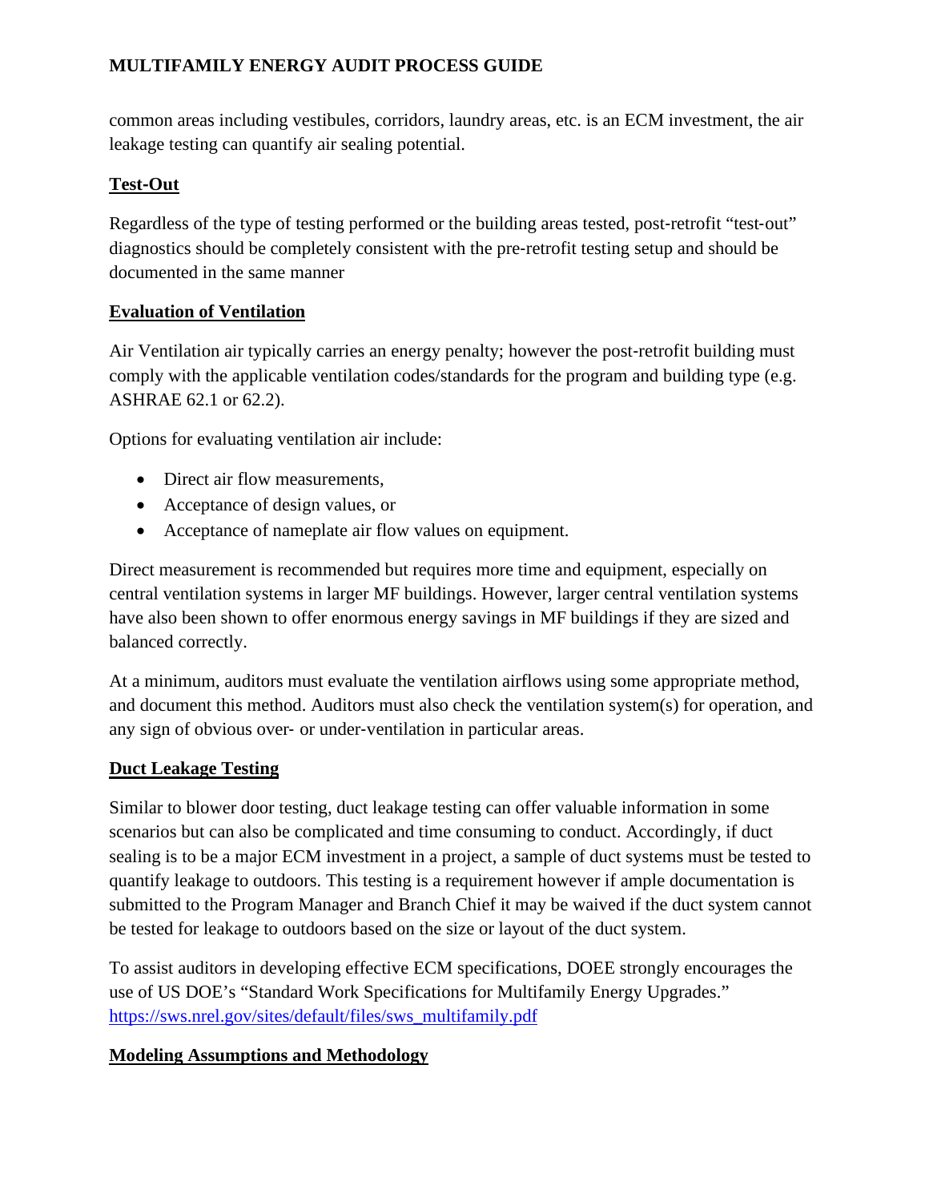common areas including vestibules, corridors, laundry areas, etc. is an ECM investment, the air leakage testing can quantify air sealing potential.

## Test-Out

Regardless of the type of testing performed or the building areas tested, post-retrofit "test-out" diagnostics should be completely consistent with the pre-retrofit testing setup and should be documented in the same manner

## Evaluation of Ventilation

Air Ventilation air typically carries an energy penalty; however the post-retrofit building must comply with the applicable ventilation codes/standards for the program and building type (e.g. ASHRAE 62.1 or 62.2).

Options for evaluating ventilation air include:

- Direct air flow measurements,
- Acceptance of design values, or
- Acceptance of nameplate air flow values on equipment.

Direct measurement is recommended but requires more time and equipment, especially on central ventilation systems in larger MF buildings. However, larger central ventilation systems have also been shown to offer enormous energy savings in MF buildings if they are sized and balanced correctly.

At a minimum, auditors must evaluate the ventilation airflows using some appropriate method, and document this method. Auditors must also check the ventilation system(s) for operation, and any sign of obvious over- or under-ventilation in particular areas.

## Duct Leakage Testing

Similar to blower door testing, duct leakage testing can offer valuable information in some scenarios but can also be complicated and time consuming to conduct. Accordingly, if duct sealing is to be a major ECM investment in a project, a sample of duct systems must be tested to quantify leakage to outdoors. This testing is a requirement however if ample documentation is submitted to the Program Manager and Branch Chief it may be waived if the duct system cannot be tested for leakage to outdoors based on the size or layout of the duct system.

To assist auditors in developing effective ECM specifications, DOEE strongly encourages the use of US DOE's "Standard Work Specifications for Multifamily Energy Upgrades." [https://sws.nrel.gov/sites/default/files/sws_multifamily.pdf](https://sws.nrel.gov/sites/default/files/sws_multifamily.pdf)

## Modeling Assumptions and Methodology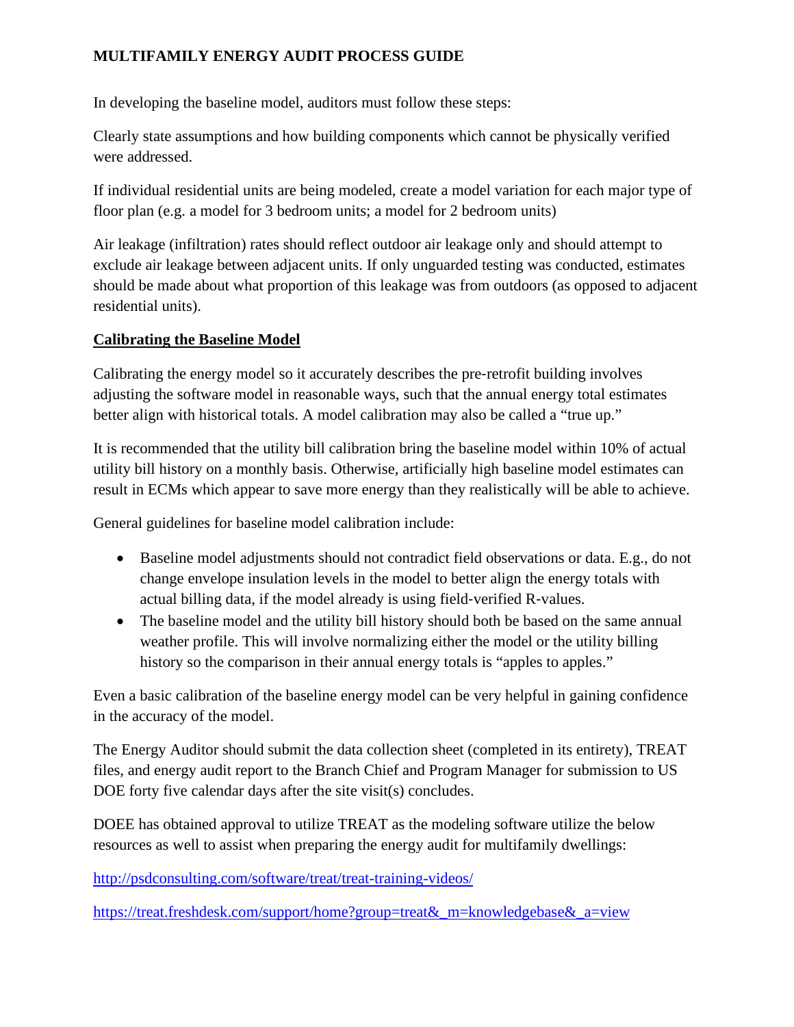**MULTIFAMILY ENERGY AUDIT PROCESS GUIDE**

In developing the baseline model, auditors must follow these steps:

Clearly state assumptions and how building components which cannot be physically verified were addressed.

If individual residential units are being modeled, create a model variation for each major type of floor plan (e.g. a model for 3 bedroom units; a model for 2 bedroom units)

Air leakage (infiltration) rates should reflect outdoor air leakage only and should attempt to exclude air leakage between adjacent units. If only unguarded testing was conducted, estimates should be made about what proportion of this leakage was from outdoors (as opposed to adjacent residential units).

## Calibrating the Baseline Model

Calibrating the energy model so it accurately describes the pre-retrofit building involves adjusting the software model in reasonable ways, such that the annual energy total estimates better align with historical totals. A model calibration may also be called a "true up."

It is recommended that the utility bill calibration bring the baseline model within 10% of actual utility bill history on a monthly basis. Otherwise, artificially high baseline model estimates can result in ECMs which appear to save more energy than they realistically will be able to achieve.

General guidelines for baseline model calibration include:

- Baseline model adjustments should not contradict field observations or data. E.g., do not change envelope insulation levels in the model to better align the energy totals with actual billing data, if the model already is using field-verified R-values.
- The baseline model and the utility bill history should both be based on the same annual weather profile. This will involve normalizing either the model or the utility billing history so the comparison in their annual energy totals is "apples to apples."

Even a basic calibration of the baseline energy model can be very helpful in gaining confidence in the accuracy of the model.

The Energy Auditor should submit the data collection sheet (completed in its entirety), TREAT files, and energy audit report to the Branch Chief and Program Manager for submission to US DOE forty five calendar days after the site visit(s) concludes.

DOEE has obtained approval to utilize TREAT as the modeling software utilize the below resources as well to assist when preparing the energy audit for multifamily dwellings:

http://psdconsulting.com/software/treat/treat-training-videos/

https://treat.freshdesk.com/support/home?group=treat&_m=knowledgebase&_a=view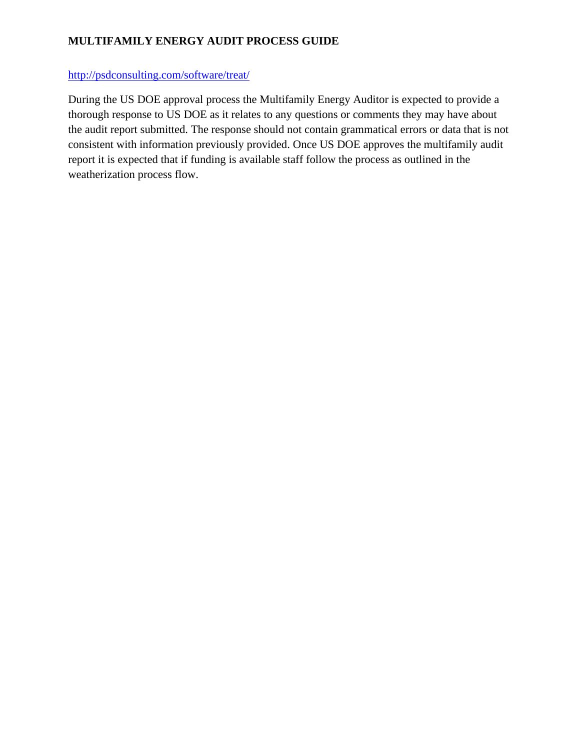**MULTIFAMILY ENERGY AUDIT PROCESS GUIDE**

http://psdconsulting.com/software/treat/

During the US DOE approval process the Multifamily Energy Auditor is expected to provide a thorough response to US DOE as it relates to any questions or comments they may have about the audit report submitted. The response should not contain grammatical errors or data that is not consistent with information previously provided. Once US DOE approves the multifamily audit report it is expected that if funding is available staff follow the process as outlined in the weatherization process flow.